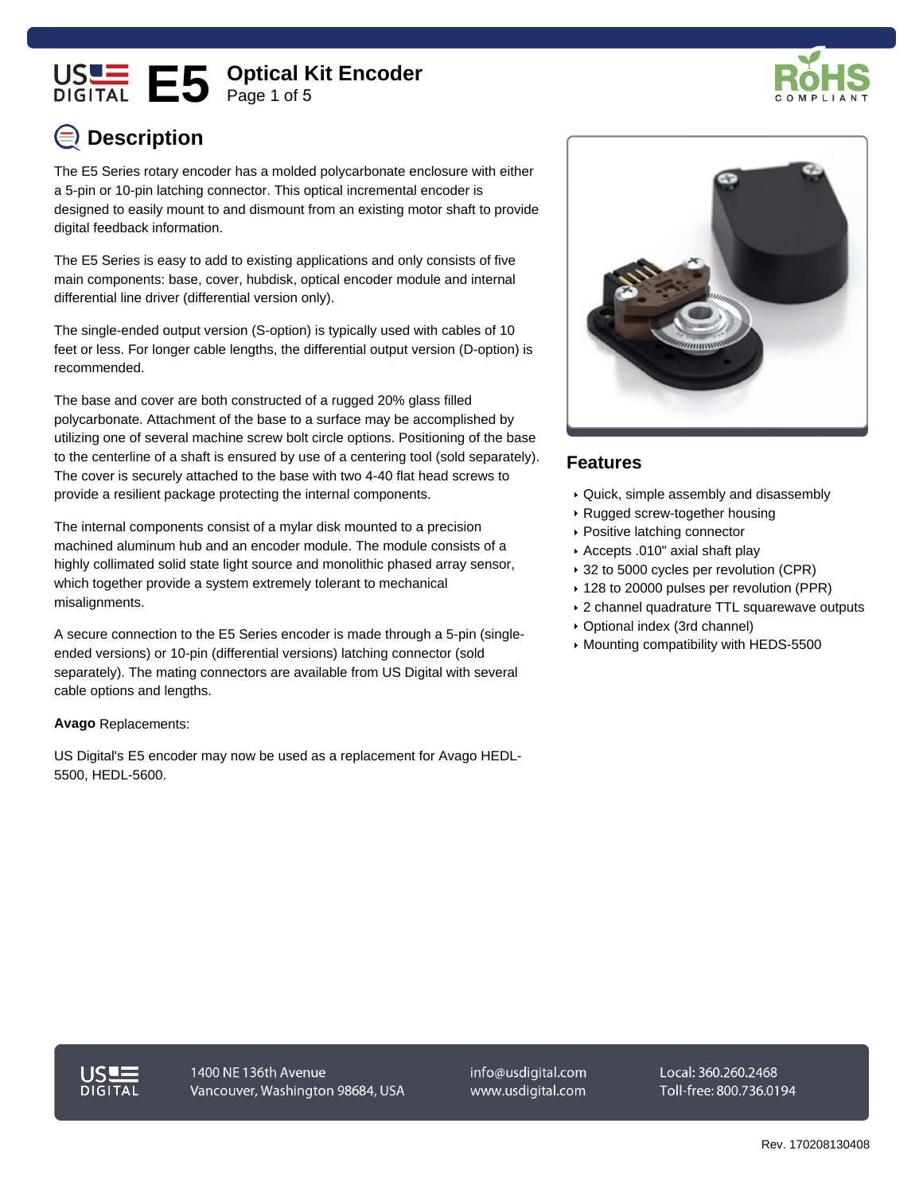# E5 Optical Kit Encoder

## Description

The E5 Series rotary encoder has a molded polycarbonate enclosure with either a 5-pin or 10-pin latching connector. This optical incremental encoder is designed to easily mount to and dismount from an existing motor shaft to provide digital feedback information.

The E5 Series is easy to add to existing applications and only consists of five main components: base, cover, hubdisk, optical encoder module and internal differential line driver (differential version only).

The single-ended output version (S-option) is typically used with cables of 10 feet or less. For longer cable lengths, the differential output version (D-option) is recommended.

The base and cover are both constructed of a rugged 20% glass filled polycarbonate. Attachment of the base to a surface may be accomplished by utilizing one of several machine screw bolt circle options. Positioning of the base to the centerline of a shaft is ensured by use of a centering tool (sold separately). The cover is securely attached to the base with two 4-40 flat head screws to provide a resilient package protecting the internal components.

The internal components consist of a mylar disk mounted to a precision machined aluminum hub and an encoder module. The module consists of a highly collimated solid state light source and monolithic phased array sensor, which together provide a system extremely tolerant to mechanical misalignments.

A secure connection to the E5 Series encoder is made through a 5-pin (single-ended versions) or 10-pin (differential versions) latching connector (sold separately). The mating connectors are available from US Digital with several cable options and lengths.

**Avago** Replacements:

US Digital's E5 encoder may now be used as a replacement for Avago HEDL-5500, HEDL-5600.

## Features

- Quick, simple assembly and disassembly
- Rugged screw-together housing
- Positive latching connector
- Accepts .010" axial shaft play
- 32 to 5000 cycles per revolution (CPR)
- 128 to 20000 pulses per revolution (PPR)
- 2 channel quadrature TTL squarewave outputs
- Optional index (3rd channel)
- Mounting compatibility with HEDS-5500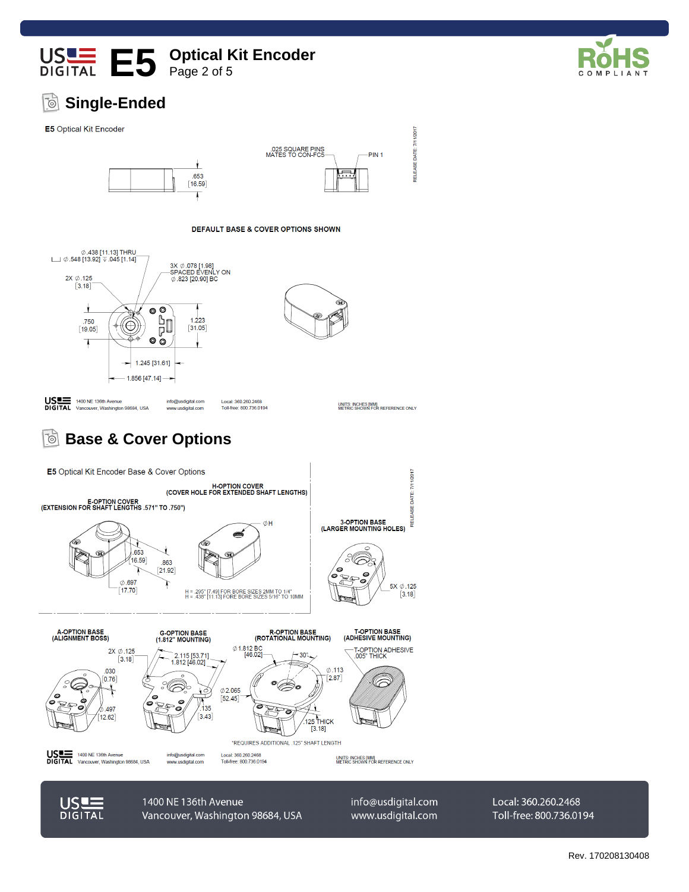## Single-Ended

**E5** Optical Kit Encoder

.653
[16.59]

.025 SQUARE PINS
MATES TO CON-FC5

PIN 1

RELEASE DATE: 7/11/2017

DEFAULT BASE & COVER OPTIONS SHOWN

∅.438 [11.13] THRU
⌴ ∅.548 [13.92] ↧ .045 [1.14]

3X ∅.078 [1.98]
SPACED EVENLY ON
∅.823 [20.90] BC

2X ∅.125
[3.18]

.750
[19.05]

1.223
[31.05]

1.245 [31.61]

1.856 [47.14]

1400 NE 136th Avenue
Vancouver, Washington 98684, USA

info@usdigital.com
www.usdigital.com

Local: 360.260.2468
Toll-free: 800.736.0194

UNITS: INCHES [MM]
METRIC SHOWN FOR REFERENCE ONLY

## Base & Cover Options

**E5** Optical Kit Encoder Base & Cover Options

H-OPTION COVER
(COVER HOLE FOR EXTENDED SHAFT LENGTHS)

E-OPTION COVER
(EXTENSION FOR SHAFT LENGTHS .571" TO .750")

∅H

.653
[16.59]

.863
[21.92]

∅.697
[17.70]

H = .295" [7.49] FOR BORE SIZES 2MM TO 1/4"
H = .438" [11.13] FORE BORE SIZES 5/16" TO 10MM

RELEASE DATE: 7/11/2017

3-OPTION BASE
(LARGER MOUNTING HOLES)

5X ∅.125
[3.18]

A-OPTION BASE
(ALIGNMENT BOSS)

2X ∅.125
[3.18]

.030
[0.76]

∅.497
[12.62]

G-OPTION BASE
(1.812" MOUNTING)

2.115 [53.71]
1.812 [46.02]

.135
[3.43]

R-OPTION BASE
(ROTATIONAL MOUNTING)

∅1.812 BC
[46.02]

30°

∅.113
[2.87]

∅2.065
[52.45]

.125 THICK
[3.18]

*REQUIRES ADDITIONAL .125" SHAFT LENGTH

T-OPTION BASE
(ADHESIVE MOUNTING)

T-OPTION ADHESIVE
.005" THICK

1400 NE 136th Avenue
Vancouver, Washington 98684, USA

info@usdigital.com
www.usdigital.com

Local: 360.260.2468
Toll-free: 800.736.0194

UNITS: INCHES [MM]
METRIC SHOWN FOR REFERENCE ONLY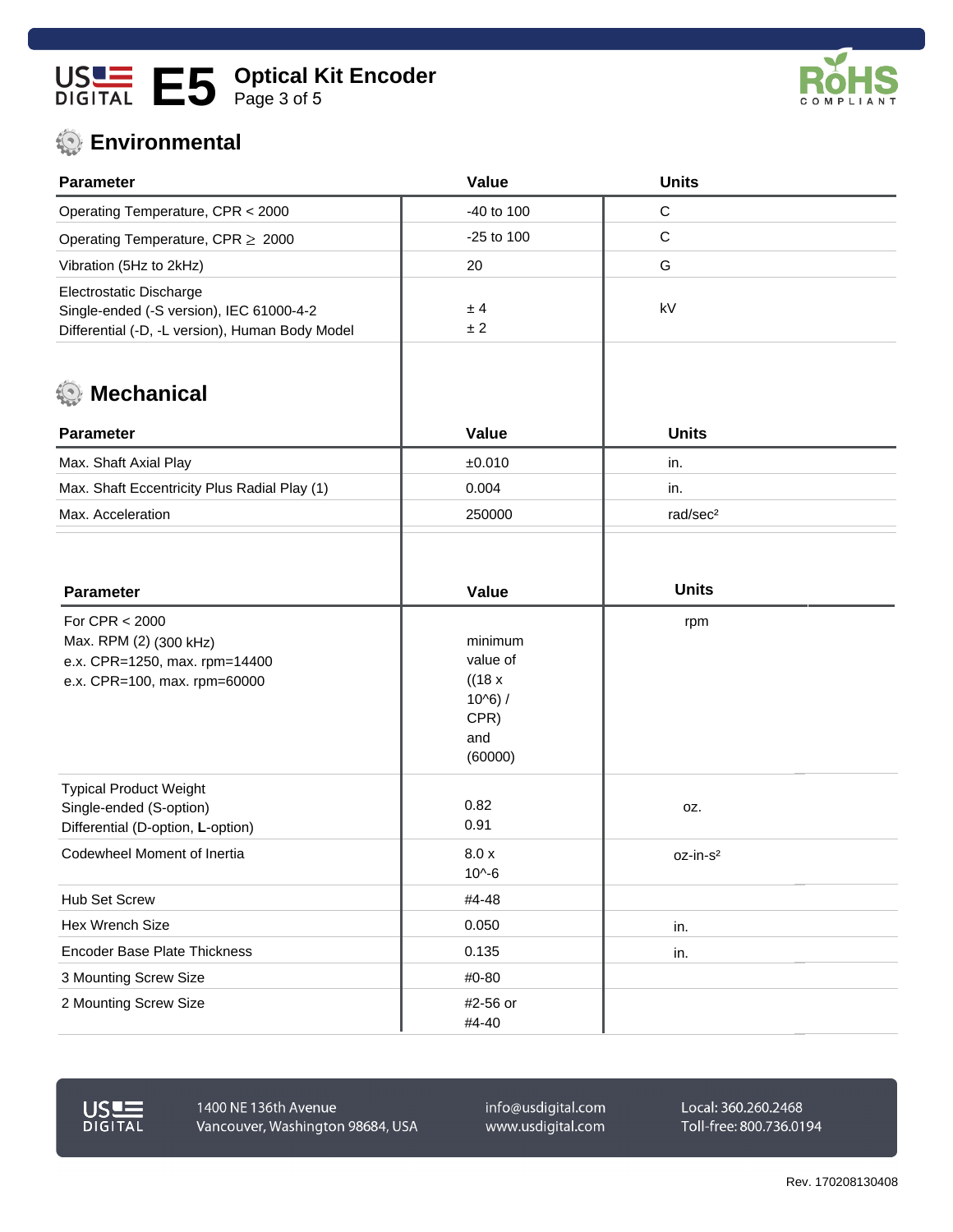# E5 Optical Kit Encoder

## Environmental

| Parameter | Value | Units |
|---|---|---|
| Operating Temperature, CPR < 2000 | -40 to 100 | C |
| Operating Temperature, CPR ≥ 2000 | -25 to 100 | C |
| Vibration (5Hz to 2kHz) | 20 | G |
| Electrostatic Discharge<br>Single-ended (-S version), IEC 61000-4-2<br>Differential (-D, -L version), Human Body Model | <br>± 4<br>± 2 | kV |

## Mechanical

| Parameter | Value | Units |
|---|---|---|
| Max. Shaft Axial Play | ±0.010 | in. |
| Max. Shaft Eccentricity Plus Radial Play (1) | 0.004 | in. |
| Max. Acceleration | 250000 | rad/sec² |

| Parameter | Value | Units |
|---|---|---|
| For CPR < 2000<br>Max. RPM (2) (300 kHz)<br>e.x. CPR=1250, max. rpm=14400<br>e.x. CPR=100, max. rpm=60000 | minimum value of ((18 x 10^6) / CPR) and (60000) | rpm |
| Typical Product Weight<br>Single-ended (S-option)<br>Differential (D-option, **L**-option) | <br>0.82<br>0.91 | oz. |
| Codewheel Moment of Inertia | 8.0 x 10^-6 | oz-in-s² |
| Hub Set Screw | #4-48 | |
| Hex Wrench Size | 0.050 | in. |
| Encoder Base Plate Thickness | 0.135 | in. |
| 3 Mounting Screw Size | #0-80 | |
| 2 Mounting Screw Size | #2-56 or #4-40 | |

1400 NE 136th Avenue
Vancouver, Washington 98684, USA

info@usdigital.com
www.usdigital.com

Local: 360.260.2468
Toll-free: 800.736.0194

Rev. 170208130408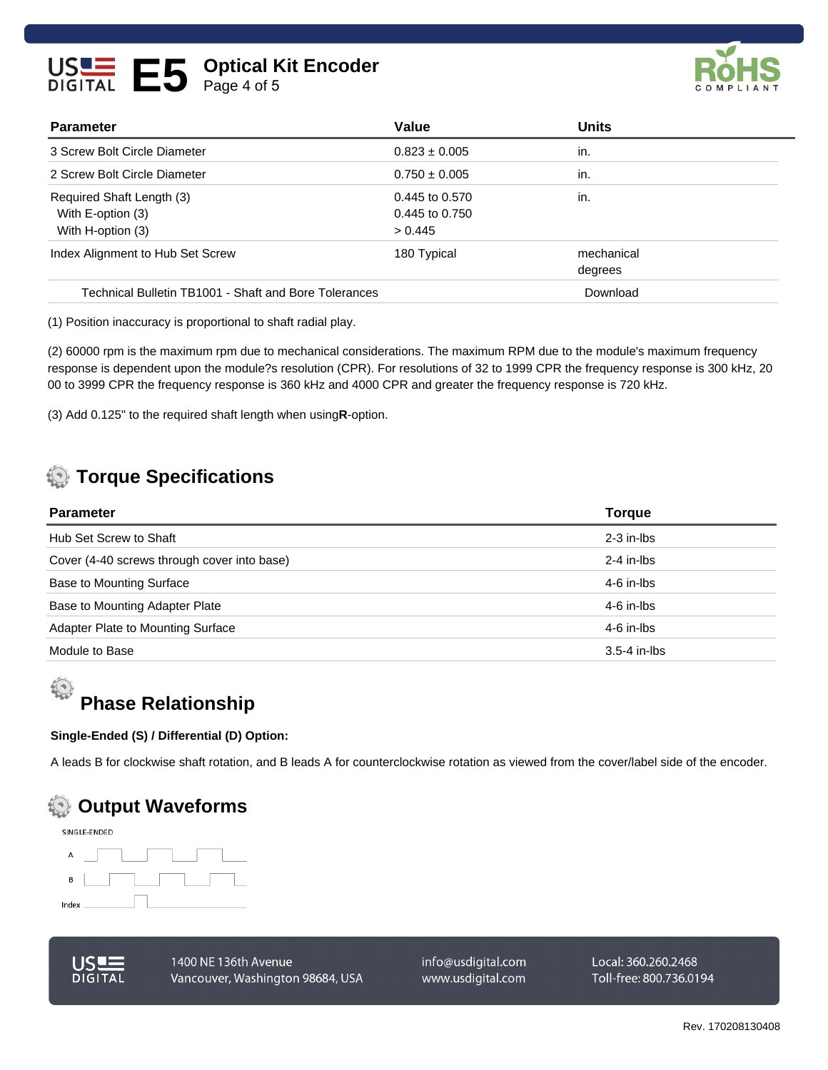| Parameter | Value | Units |
| --- | --- | --- |
| 3 Screw Bolt Circle Diameter | 0.823 ± 0.005 | in. |
| 2 Screw Bolt Circle Diameter | 0.750 ± 0.005 | in. |
| Required Shaft Length (3)<br>With E-option (3)<br>With H-option (3) | 0.445 to 0.570<br>0.445 to 0.750<br>> 0.445 | in. |
| Index Alignment to Hub Set Screw | 180 Typical | mechanical degrees |
| Technical Bulletin TB1001 - Shaft and Bore Tolerances | | Download |

(1) Position inaccuracy is proportional to shaft radial play.

(2) 60000 rpm is the maximum rpm due to mechanical considerations. The maximum RPM due to the module's maximum frequency response is dependent upon the module?s resolution (CPR). For resolutions of 32 to 1999 CPR the frequency response is 300 kHz, 2000 to 3999 CPR the frequency response is 360 kHz and 4000 CPR and greater the frequency response is 720 kHz.

(3) Add 0.125" to the required shaft length when using **R**-option.

## Torque Specifications

| Parameter | Torque |
| --- | --- |
| Hub Set Screw to Shaft | 2-3 in-lbs |
| Cover (4-40 screws through cover into base) | 2-4 in-lbs |
| Base to Mounting Surface | 4-6 in-lbs |
| Base to Mounting Adapter Plate | 4-6 in-lbs |
| Adapter Plate to Mounting Surface | 4-6 in-lbs |
| Module to Base | 3.5-4 in-lbs |

## Phase Relationship

**Single-Ended (S) / Differential (D) Option:**

A leads B for clockwise shaft rotation, and B leads A for counterclockwise rotation as viewed from the cover/label side of the encoder.

## Output Waveforms

SINGLE-ENDED

A

B

Index

1400 NE 136th Avenue
Vancouver, Washington 98684, USA

info@usdigital.com
www.usdigital.com

Local: 360.260.2468
Toll-free: 800.736.0194

Rev. 170208130408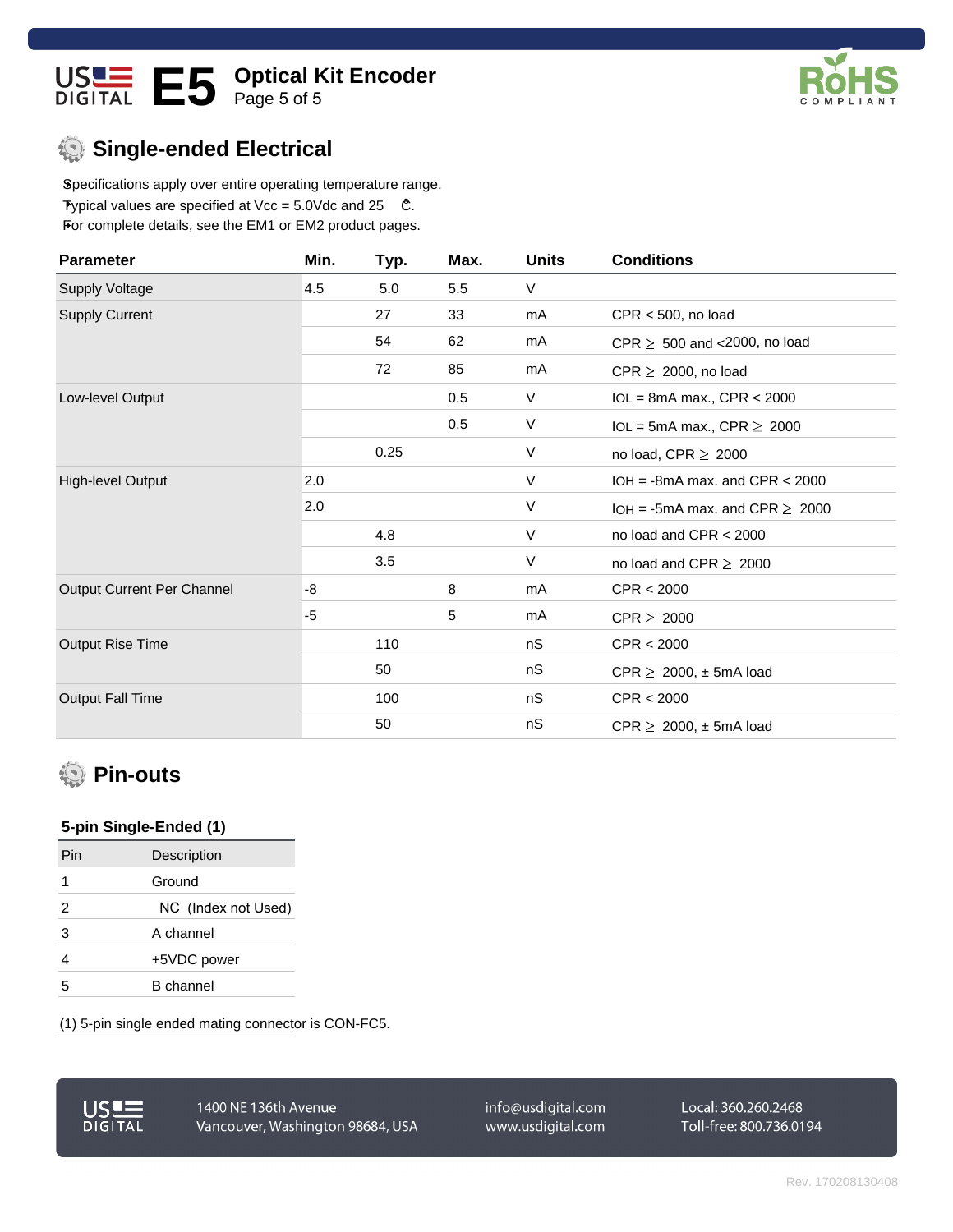## Single-ended Electrical

Specifications apply over entire operating temperature range.
Typical values are specified at Vcc = 5.0Vdc and 25 °C.
For complete details, see the EM1 or EM2 product pages.

| Parameter | Min. | Typ. | Max. | Units | Conditions |
|---|---|---|---|---|---|
| Supply Voltage | 4.5 | 5.0 | 5.5 | V | |
| Supply Current | | 27 | 33 | mA | CPR < 500, no load |
| | | 54 | 62 | mA | CPR ≥ 500 and <2000, no load |
| | | 72 | 85 | mA | CPR ≥ 2000, no load |
| Low-level Output | | | 0.5 | V | $I_{OL}$ = 8mA max., CPR < 2000 |
| | | | 0.5 | V | $I_{OL}$ = 5mA max., CPR ≥ 2000 |
| | | 0.25 | | V | no load, CPR ≥ 2000 |
| High-level Output | 2.0 | | | V | $I_{OH}$ = -8mA max. and CPR < 2000 |
| | 2.0 | | | V | $I_{OH}$ = -5mA max. and CPR ≥ 2000 |
| | | 4.8 | | V | no load and CPR < 2000 |
| | | 3.5 | | V | no load and CPR ≥ 2000 |
| Output Current Per Channel | -8 | | 8 | mA | CPR < 2000 |
| | -5 | | 5 | mA | CPR ≥ 2000 |
| Output Rise Time | | 110 | | nS | CPR < 2000 |
| | | 50 | | nS | CPR ≥ 2000, ± 5mA load |
| Output Fall Time | | 100 | | nS | CPR < 2000 |
| | | 50 | | nS | CPR ≥ 2000, ± 5mA load |

## Pin-outs

### 5-pin Single-Ended (1)

| Pin | Description |
|---|---|
| 1 | Ground |
| 2 | NC (Index not Used) |
| 3 | A channel |
| 4 | +5VDC power |
| 5 | B channel |

(1) 5-pin single ended mating connector is CON-FC5.

1400 NE 136th Avenue
Vancouver, Washington 98684, USA

info@usdigital.com
www.usdigital.com

Local: 360.260.2468
Toll-free: 800.736.0194

Rev. 170208130408